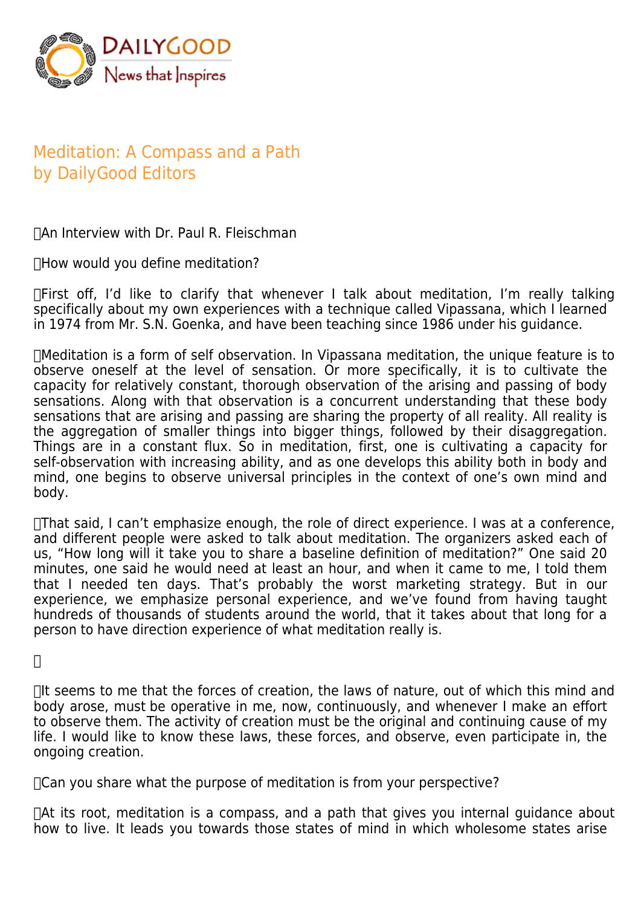# Meditation: A Compass and a Path
by DailyGood Editors

An Interview with Dr. Paul R. Fleischman

How would you define meditation?

First off, I'd like to clarify that whenever I talk about meditation, I'm really talking specifically about my own experiences with a technique called Vipassana, which I learned in 1974 from Mr. S.N. Goenka, and have been teaching since 1986 under his guidance.

Meditation is a form of self observation. In Vipassana meditation, the unique feature is to observe oneself at the level of sensation. Or more specifically, it is to cultivate the capacity for relatively constant, thorough observation of the arising and passing of body sensations. Along with that observation is a concurrent understanding that these body sensations that are arising and passing are sharing the property of all reality. All reality is the aggregation of smaller things into bigger things, followed by their disaggregation. Things are in a constant flux. So in meditation, first, one is cultivating a capacity for self-observation with increasing ability, and as one develops this ability both in body and mind, one begins to observe universal principles in the context of one's own mind and body.

That said, I can't emphasize enough, the role of direct experience. I was at a conference, and different people were asked to talk about meditation. The organizers asked each of us, "How long will it take you to share a baseline definition of meditation?" One said 20 minutes, one said he would need at least an hour, and when it came to me, I told them that I needed ten days. That's probably the worst marketing strategy. But in our experience, we emphasize personal experience, and we've found from having taught hundreds of thousands of students around the world, that it takes about that long for a person to have direction experience of what meditation really is.

It seems to me that the forces of creation, the laws of nature, out of which this mind and body arose, must be operative in me, now, continuously, and whenever I make an effort to observe them. The activity of creation must be the original and continuing cause of my life. I would like to know these laws, these forces, and observe, even participate in, the ongoing creation.

Can you share what the purpose of meditation is from your perspective?

At its root, meditation is a compass, and a path that gives you internal guidance about how to live. It leads you towards those states of mind in which wholesome states arise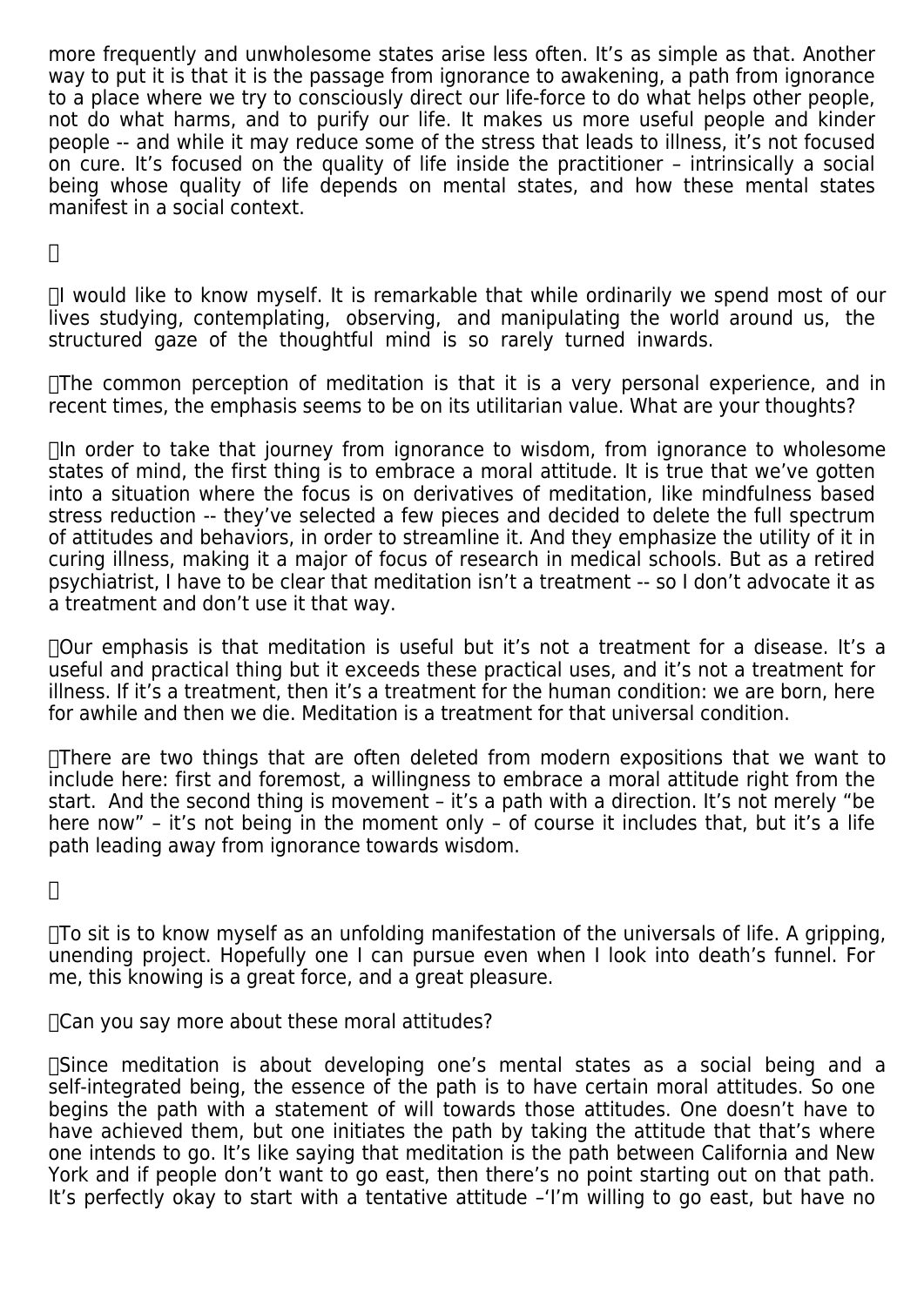more frequently and unwholesome states arise less often. It's as simple as that. Another way to put it is that it is the passage from ignorance to awakening, a path from ignorance to a place where we try to consciously direct our life-force to do what helps other people, not do what harms, and to purify our life. It makes us more useful people and kinder people -- and while it may reduce some of the stress that leads to illness, it's not focused on cure. It's focused on the quality of life inside the practitioner – intrinsically a social being whose quality of life depends on mental states, and how these mental states manifest in a social context.

I would like to know myself. It is remarkable that while ordinarily we spend most of our lives studying, contemplating, observing, and manipulating the world around us, the structured gaze of the thoughtful mind is so rarely turned inwards.

The common perception of meditation is that it is a very personal experience, and in recent times, the emphasis seems to be on its utilitarian value. What are your thoughts?

In order to take that journey from ignorance to wisdom, from ignorance to wholesome states of mind, the first thing is to embrace a moral attitude. It is true that we've gotten into a situation where the focus is on derivatives of meditation, like mindfulness based stress reduction -- they've selected a few pieces and decided to delete the full spectrum of attitudes and behaviors, in order to streamline it. And they emphasize the utility of it in curing illness, making it a major of focus of research in medical schools. But as a retired psychiatrist, I have to be clear that meditation isn't a treatment -- so I don't advocate it as a treatment and don't use it that way.

Our emphasis is that meditation is useful but it's not a treatment for a disease. It's a useful and practical thing but it exceeds these practical uses, and it's not a treatment for illness. If it's a treatment, then it's a treatment for the human condition: we are born, here for awhile and then we die. Meditation is a treatment for that universal condition.

There are two things that are often deleted from modern expositions that we want to include here: first and foremost, a willingness to embrace a moral attitude right from the start. And the second thing is movement – it's a path with a direction. It's not merely "be here now" – it's not being in the moment only – of course it includes that, but it's a life path leading away from ignorance towards wisdom.

To sit is to know myself as an unfolding manifestation of the universals of life. A gripping, unending project. Hopefully one I can pursue even when I look into death's funnel. For me, this knowing is a great force, and a great pleasure.

Can you say more about these moral attitudes?

Since meditation is about developing one's mental states as a social being and a self-integrated being, the essence of the path is to have certain moral attitudes. So one begins the path with a statement of will towards those attitudes. One doesn't have to have achieved them, but one initiates the path by taking the attitude that that's where one intends to go. It's like saying that meditation is the path between California and New York and if people don't want to go east, then there's no point starting out on that path. It's perfectly okay to start with a tentative attitude –'I'm willing to go east, but have no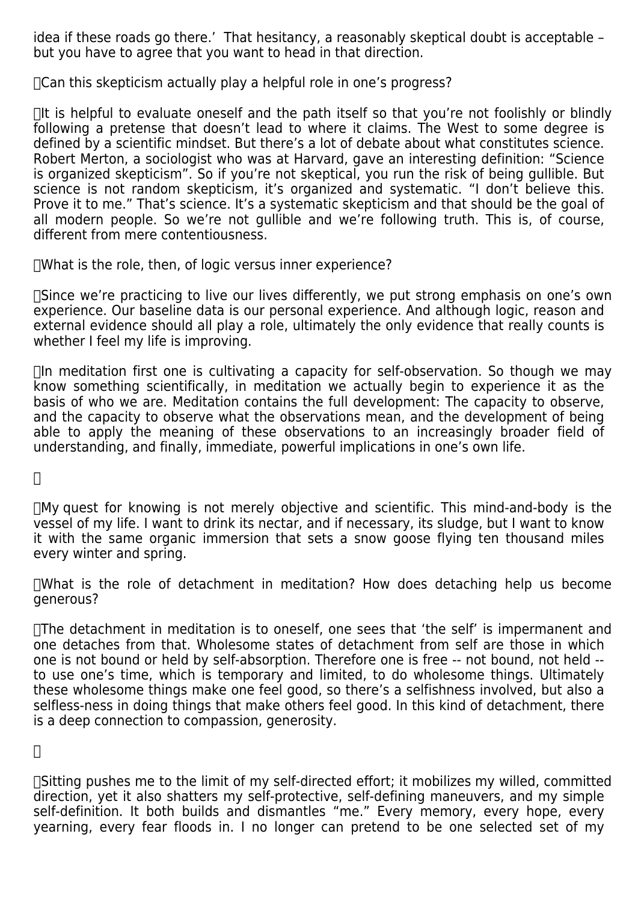idea if these roads go there.' That hesitancy, a reasonably skeptical doubt is acceptable – but you have to agree that you want to head in that direction.

Can this skepticism actually play a helpful role in one's progress?

It is helpful to evaluate oneself and the path itself so that you're not foolishly or blindly following a pretense that doesn't lead to where it claims. The West to some degree is defined by a scientific mindset. But there's a lot of debate about what constitutes science. Robert Merton, a sociologist who was at Harvard, gave an interesting definition: "Science is organized skepticism". So if you're not skeptical, you run the risk of being gullible. But science is not random skepticism, it's organized and systematic. "I don't believe this. Prove it to me." That's science. It's a systematic skepticism and that should be the goal of all modern people. So we're not gullible and we're following truth. This is, of course, different from mere contentiousness.

What is the role, then, of logic versus inner experience?

Since we're practicing to live our lives differently, we put strong emphasis on one's own experience. Our baseline data is our personal experience. And although logic, reason and external evidence should all play a role, ultimately the only evidence that really counts is whether I feel my life is improving.

In meditation first one is cultivating a capacity for self-observation. So though we may know something scientifically, in meditation we actually begin to experience it as the basis of who we are. Meditation contains the full development: The capacity to observe, and the capacity to observe what the observations mean, and the development of being able to apply the meaning of these observations to an increasingly broader field of understanding, and finally, immediate, powerful implications in one's own life.

My quest for knowing is not merely objective and scientific. This mind-and-body is the vessel of my life. I want to drink its nectar, and if necessary, its sludge, but I want to know it with the same organic immersion that sets a snow goose flying ten thousand miles every winter and spring.

What is the role of detachment in meditation? How does detaching help us become generous?

The detachment in meditation is to oneself, one sees that 'the self' is impermanent and one detaches from that. Wholesome states of detachment from self are those in which one is not bound or held by self-absorption. Therefore one is free -- not bound, not held -- to use one's time, which is temporary and limited, to do wholesome things. Ultimately these wholesome things make one feel good, so there's a selfishness involved, but also a selfless-ness in doing things that make others feel good. In this kind of detachment, there is a deep connection to compassion, generosity.

Sitting pushes me to the limit of my self-directed effort; it mobilizes my willed, committed direction, yet it also shatters my self-protective, self-defining maneuvers, and my simple self-definition. It both builds and dismantles "me." Every memory, every hope, every yearning, every fear floods in. I no longer can pretend to be one selected set of my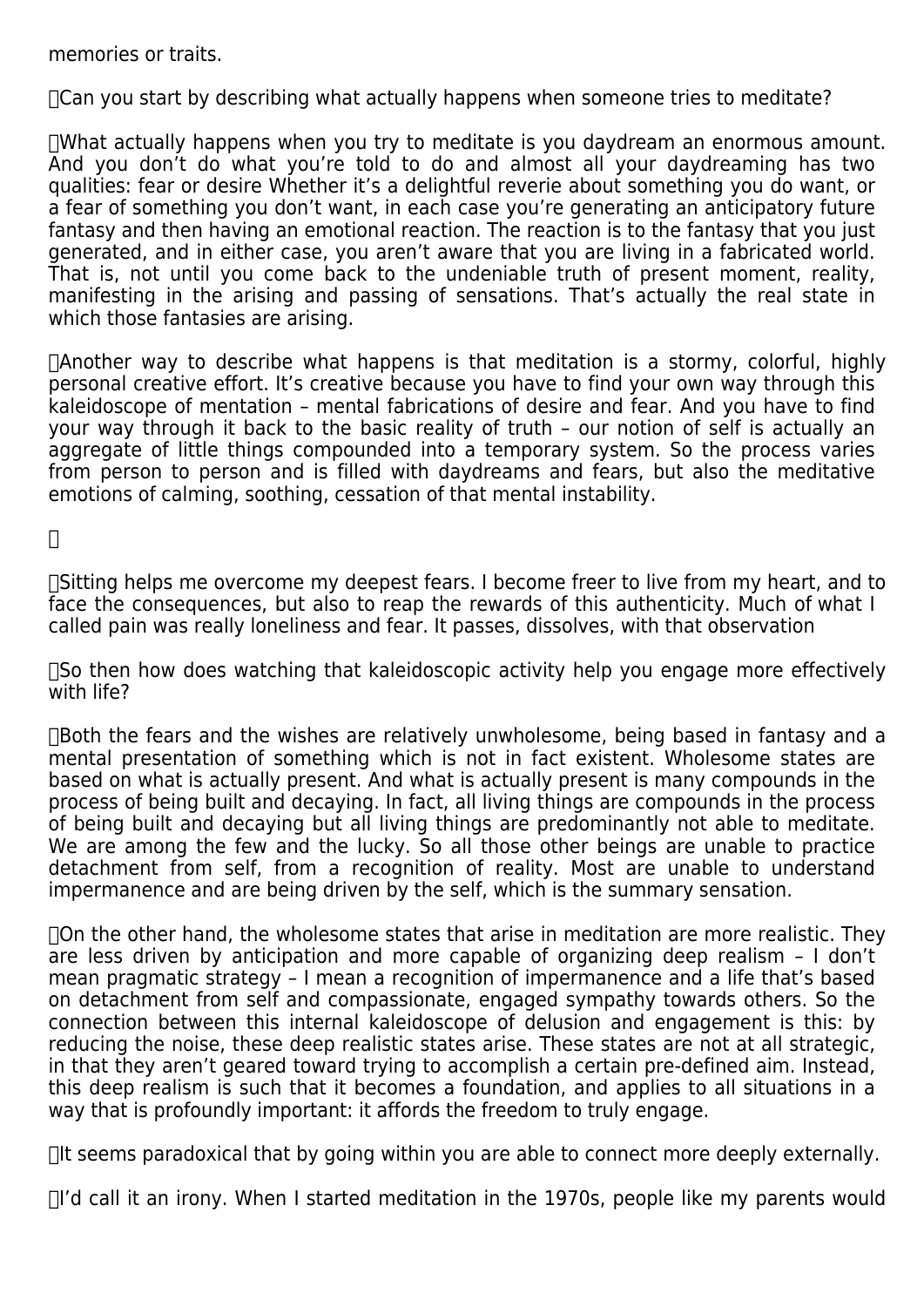memories or traits.

Can you start by describing what actually happens when someone tries to meditate?

What actually happens when you try to meditate is you daydream an enormous amount. And you don't do what you're told to do and almost all your daydreaming has two qualities: fear or desire Whether it's a delightful reverie about something you do want, or a fear of something you don't want, in each case you're generating an anticipatory future fantasy and then having an emotional reaction. The reaction is to the fantasy that you just generated, and in either case, you aren't aware that you are living in a fabricated world. That is, not until you come back to the undeniable truth of present moment, reality, manifesting in the arising and passing of sensations. That's actually the real state in which those fantasies are arising.

Another way to describe what happens is that meditation is a stormy, colorful, highly personal creative effort. It's creative because you have to find your own way through this kaleidoscope of mentation – mental fabrications of desire and fear. And you have to find your way through it back to the basic reality of truth – our notion of self is actually an aggregate of little things compounded into a temporary system. So the process varies from person to person and is filled with daydreams and fears, but also the meditative emotions of calming, soothing, cessation of that mental instability.

Sitting helps me overcome my deepest fears. I become freer to live from my heart, and to face the consequences, but also to reap the rewards of this authenticity. Much of what I called pain was really loneliness and fear. It passes, dissolves, with that observation

So then how does watching that kaleidoscopic activity help you engage more effectively with life?

Both the fears and the wishes are relatively unwholesome, being based in fantasy and a mental presentation of something which is not in fact existent. Wholesome states are based on what is actually present. And what is actually present is many compounds in the process of being built and decaying. In fact, all living things are compounds in the process of being built and decaying but all living things are predominantly not able to meditate. We are among the few and the lucky. So all those other beings are unable to practice detachment from self, from a recognition of reality. Most are unable to understand impermanence and are being driven by the self, which is the summary sensation.

On the other hand, the wholesome states that arise in meditation are more realistic. They are less driven by anticipation and more capable of organizing deep realism – I don't mean pragmatic strategy – I mean a recognition of impermanence and a life that's based on detachment from self and compassionate, engaged sympathy towards others. So the connection between this internal kaleidoscope of delusion and engagement is this: by reducing the noise, these deep realistic states arise. These states are not at all strategic, in that they aren't geared toward trying to accomplish a certain pre-defined aim. Instead, this deep realism is such that it becomes a foundation, and applies to all situations in a way that is profoundly important: it affords the freedom to truly engage.

It seems paradoxical that by going within you are able to connect more deeply externally.

I'd call it an irony. When I started meditation in the 1970s, people like my parents would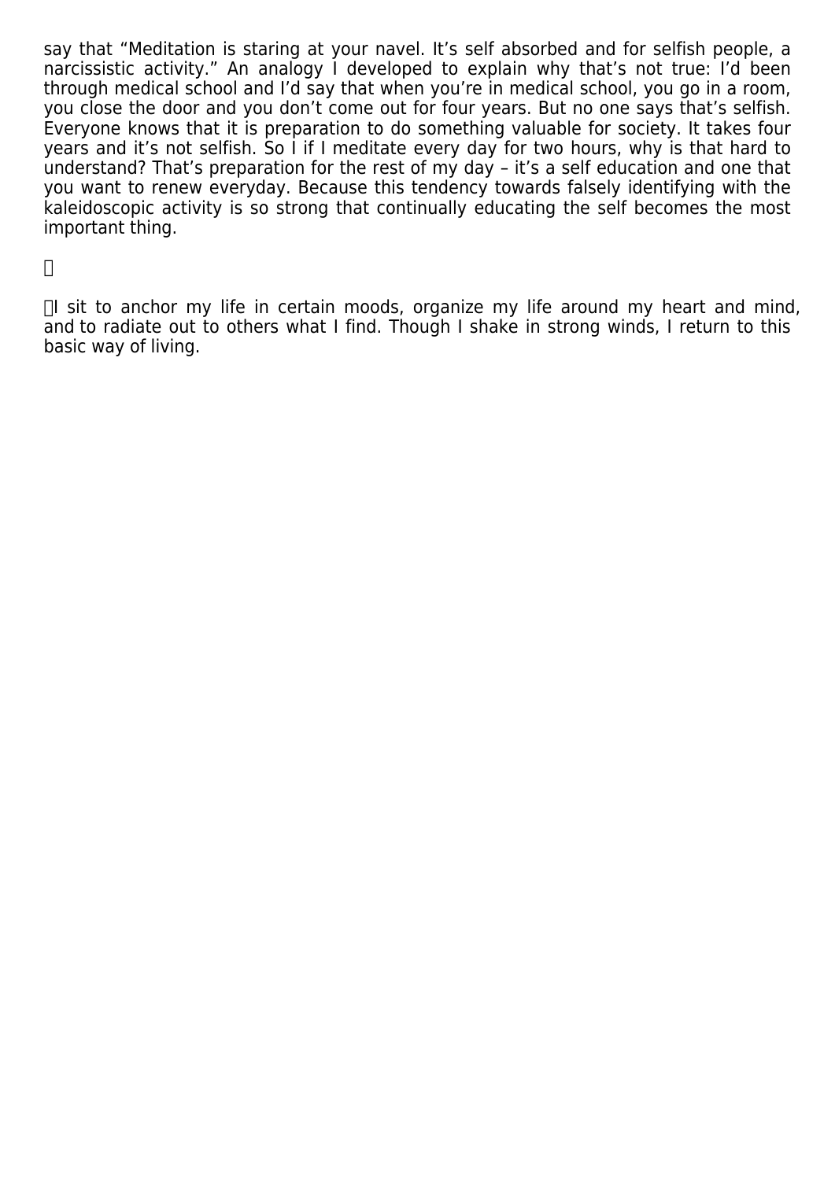say that "Meditation is staring at your navel. It's self absorbed and for selfish people, a narcissistic activity." An analogy I developed to explain why that's not true: I'd been through medical school and I'd say that when you're in medical school, you go in a room, you close the door and you don't come out for four years. But no one says that's selfish. Everyone knows that it is preparation to do something valuable for society. It takes four years and it's not selfish. So I if I meditate every day for two hours, why is that hard to understand? That's preparation for the rest of my day – it's a self education and one that you want to renew everyday. Because this tendency towards falsely identifying with the kaleidoscopic activity is so strong that continually educating the self becomes the most important thing.

I sit to anchor my life in certain moods, organize my life around my heart and mind, and to radiate out to others what I find. Though I shake in strong winds, I return to this basic way of living.